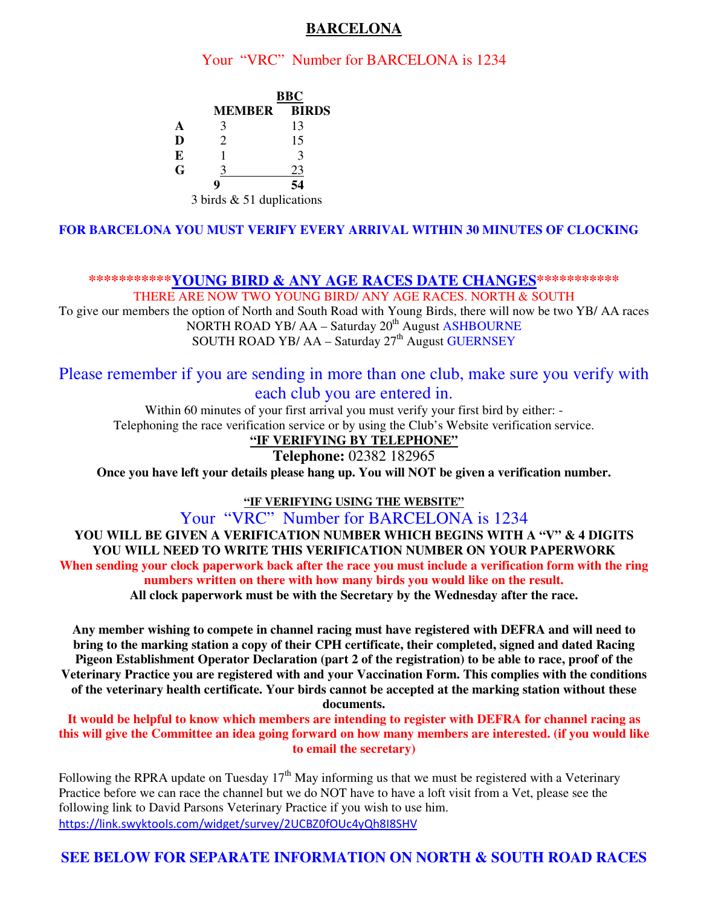# BARCELONA

Your "VRC" Number for BARCELONA is 1234

| | MEMBER | BBC BIRDS |
|---|---|---|
| **A** | 3 | 13 |
| **D** | 2 | 15 |
| **E** | 1 | 3 |
| **G** | 3 | 23 |
| | **9** | **54** |

3 birds & 51 duplications

**FOR BARCELONA YOU MUST VERIFY EVERY ARRIVAL WITHIN 30 MINUTES OF CLOCKING**

## ***********YOUNG BIRD & ANY AGE RACES DATE CHANGES***********

THERE ARE NOW TWO YOUNG BIRD/ ANY AGE RACES. NORTH & SOUTH

To give our members the option of North and South Road with Young Birds, there will now be two YB/ AA races

NORTH ROAD YB/ AA – Saturday 20th August ASHBOURNE

SOUTH ROAD YB/ AA – Saturday 27th August GUERNSEY

Please remember if you are sending in more than one club, make sure you verify with each club you are entered in.

Within 60 minutes of your first arrival you must verify your first bird by either: -

Telephoning the race verification service or by using the Club's Website verification service.

**"IF VERIFYING BY TELEPHONE"**

**Telephone:** 02382 182965

**Once you have left your details please hang up. You will NOT be given a verification number.**

**"IF VERIFYING USING THE WEBSITE"**

Your "VRC" Number for BARCELONA is 1234

**YOU WILL BE GIVEN A VERIFICATION NUMBER WHICH BEGINS WITH A "V" & 4 DIGITS**

**YOU WILL NEED TO WRITE THIS VERIFICATION NUMBER ON YOUR PAPERWORK**

**When sending your clock paperwork back after the race you must include a verification form with the ring numbers written on there with how many birds you would like on the result.**

**All clock paperwork must be with the Secretary by the Wednesday after the race.**

**Any member wishing to compete in channel racing must have registered with DEFRA and will need to bring to the marking station a copy of their CPH certificate, their completed, signed and dated Racing Pigeon Establishment Operator Declaration (part 2 of the registration) to be able to race, proof of the Veterinary Practice you are registered with and your Vaccination Form. This complies with the conditions of the veterinary health certificate. Your birds cannot be accepted at the marking station without these documents.**

**It would be helpful to know which members are intending to register with DEFRA for channel racing as this will give the Committee an idea going forward on how many members are interested. (if you would like to email the secretary)**

Following the RPRA update on Tuesday 17th May informing us that we must be registered with a Veterinary Practice before we can race the channel but we do NOT have to have a loft visit from a Vet, please see the following link to David Parsons Veterinary Practice if you wish to use him.

https://link.swyktools.com/widget/survey/2UCBZ0fOUc4yQh8I8SHV

**SEE BELOW FOR SEPARATE INFORMATION ON NORTH & SOUTH ROAD RACES**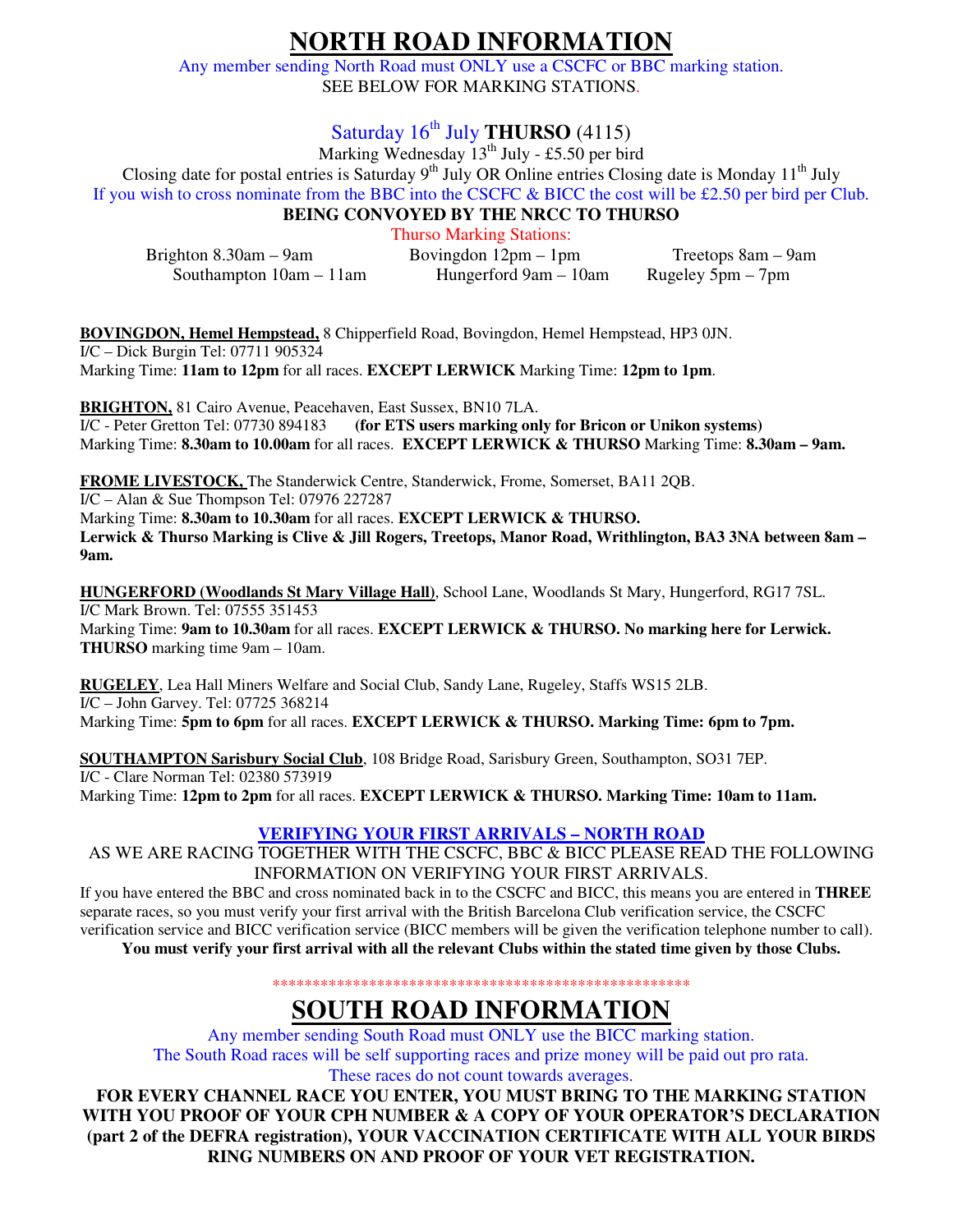# NORTH ROAD INFORMATION

Any member sending North Road must ONLY use a CSCFC or BBC marking station.
SEE BELOW FOR MARKING STATIONS.

## Saturday 16th July **THURSO** (4115)

Marking Wednesday 13th July - £5.50 per bird

Closing date for postal entries is Saturday 9th July OR Online entries Closing date is Monday 11th July

If you wish to cross nominate from the BBC into the CSCFC & BICC the cost will be £2.50 per bird per Club.

**BEING CONVOYED BY THE NRCC TO THURSO**

Thurso Marking Stations:

Brighton 8.30am – 9am
Bovingdon 12pm – 1pm
Treetops 8am – 9am
Southampton 10am – 11am
Hungerford 9am – 10am
Rugeley 5pm – 7pm

**BOVINGDON, Hemel Hempstead,** 8 Chipperfield Road, Bovingdon, Hemel Hempstead, HP3 0JN.
I/C – Dick Burgin Tel: 07711 905324
Marking Time: **11am to 12pm** for all races. **EXCEPT LERWICK** Marking Time: **12pm to 1pm**.

**BRIGHTON,** 81 Cairo Avenue, Peacehaven, East Sussex, BN10 7LA.
I/C - Peter Gretton Tel: 07730 894183 **(for ETS users marking only for Bricon or Unikon systems)**
Marking Time: **8.30am to 10.00am** for all races. **EXCEPT LERWICK & THURSO** Marking Time: **8.30am – 9am.**

**FROME LIVESTOCK,** The Standerwick Centre, Standerwick, Frome, Somerset, BA11 2QB.
I/C – Alan & Sue Thompson Tel: 07976 227287
Marking Time: **8.30am to 10.30am** for all races. **EXCEPT LERWICK & THURSO.**
**Lerwick & Thurso Marking is Clive & Jill Rogers, Treetops, Manor Road, Writhlington, BA3 3NA between 8am – 9am.**

**HUNGERFORD (Woodlands St Mary Village Hall)**, School Lane, Woodlands St Mary, Hungerford, RG17 7SL.
I/C Mark Brown. Tel: 07555 351453
Marking Time: **9am to 10.30am** for all races. **EXCEPT LERWICK & THURSO. No marking here for Lerwick. THURSO** marking time 9am – 10am.

**RUGELEY**, Lea Hall Miners Welfare and Social Club, Sandy Lane, Rugeley, Staffs WS15 2LB.
I/C – John Garvey. Tel: 07725 368214
Marking Time: **5pm to 6pm** for all races. **EXCEPT LERWICK & THURSO. Marking Time: 6pm to 7pm.**

**SOUTHAMPTON Sarisbury Social Club**, 108 Bridge Road, Sarisbury Green, Southampton, SO31 7EP.
I/C - Clare Norman Tel: 02380 573919
Marking Time: **12pm to 2pm** for all races. **EXCEPT LERWICK & THURSO. Marking Time: 10am to 11am.**

### VERIFYING YOUR FIRST ARRIVALS – NORTH ROAD

AS WE ARE RACING TOGETHER WITH THE CSCFC, BBC & BICC PLEASE READ THE FOLLOWING INFORMATION ON VERIFYING YOUR FIRST ARRIVALS.

If you have entered the BBC and cross nominated back in to the CSCFC and BICC, this means you are entered in **THREE** separate races, so you must verify your first arrival with the British Barcelona Club verification service, the CSCFC verification service and BICC verification service (BICC members will be given the verification telephone number to call).

**You must verify your first arrival with all the relevant Clubs within the stated time given by those Clubs.**

****************************************************

# SOUTH ROAD INFORMATION

Any member sending South Road must ONLY use the BICC marking station.
The South Road races will be self supporting races and prize money will be paid out pro rata.
These races do not count towards averages.

**FOR EVERY CHANNEL RACE YOU ENTER, YOU MUST BRING TO THE MARKING STATION WITH YOU PROOF OF YOUR CPH NUMBER & A COPY OF YOUR OPERATOR'S DECLARATION (part 2 of the DEFRA registration), YOUR VACCINATION CERTIFICATE WITH ALL YOUR BIRDS RING NUMBERS ON AND PROOF OF YOUR VET REGISTRATION.**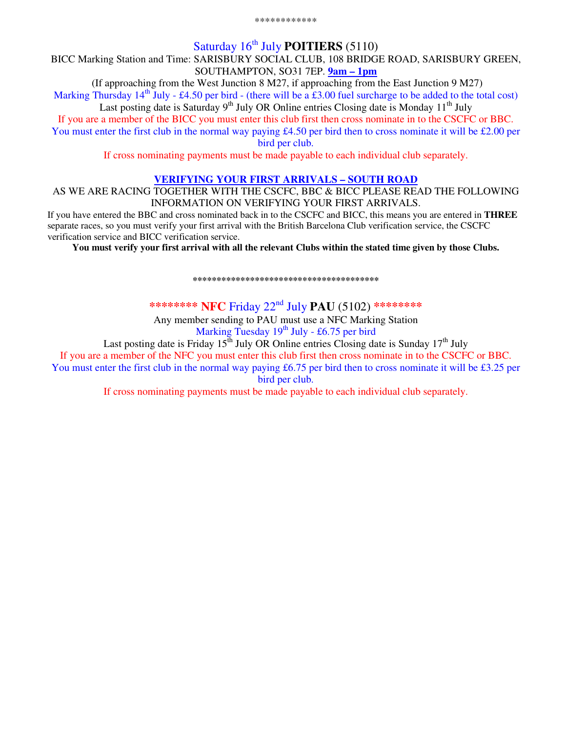************

Saturday 16th July **POITIERS** (5110)

BICC Marking Station and Time: SARISBURY SOCIAL CLUB, 108 BRIDGE ROAD, SARISBURY GREEN, SOUTHAMPTON, SO31 7EP. **9am – 1pm**

(If approaching from the West Junction 8 M27, if approaching from the East Junction 9 M27)

Marking Thursday 14th July - £4.50 per bird - (there will be a £3.00 fuel surcharge to be added to the total cost)

Last posting date is Saturday 9th July OR Online entries Closing date is Monday 11th July

If you are a member of the BICC you must enter this club first then cross nominate in to the CSCFC or BBC.

You must enter the first club in the normal way paying £4.50 per bird then to cross nominate it will be £2.00 per bird per club.

If cross nominating payments must be made payable to each individual club separately.

**VERIFYING YOUR FIRST ARRIVALS – SOUTH ROAD**

AS WE ARE RACING TOGETHER WITH THE CSCFC, BBC & BICC PLEASE READ THE FOLLOWING INFORMATION ON VERIFYING YOUR FIRST ARRIVALS.

If you have entered the BBC and cross nominated back in to the CSCFC and BICC, this means you are entered in **THREE** separate races, so you must verify your first arrival with the British Barcelona Club verification service, the CSCFC verification service and BICC verification service.

**You must verify your first arrival with all the relevant Clubs within the stated time given by those Clubs.**

**************************************

******** **NFC** Friday 22nd July **PAU** (5102) ********

Any member sending to PAU must use a NFC Marking Station

Marking Tuesday 19th July - £6.75 per bird

Last posting date is Friday 15th July OR Online entries Closing date is Sunday 17th July

If you are a member of the NFC you must enter this club first then cross nominate in to the CSCFC or BBC.

You must enter the first club in the normal way paying £6.75 per bird then to cross nominate it will be £3.25 per bird per club.

If cross nominating payments must be made payable to each individual club separately.